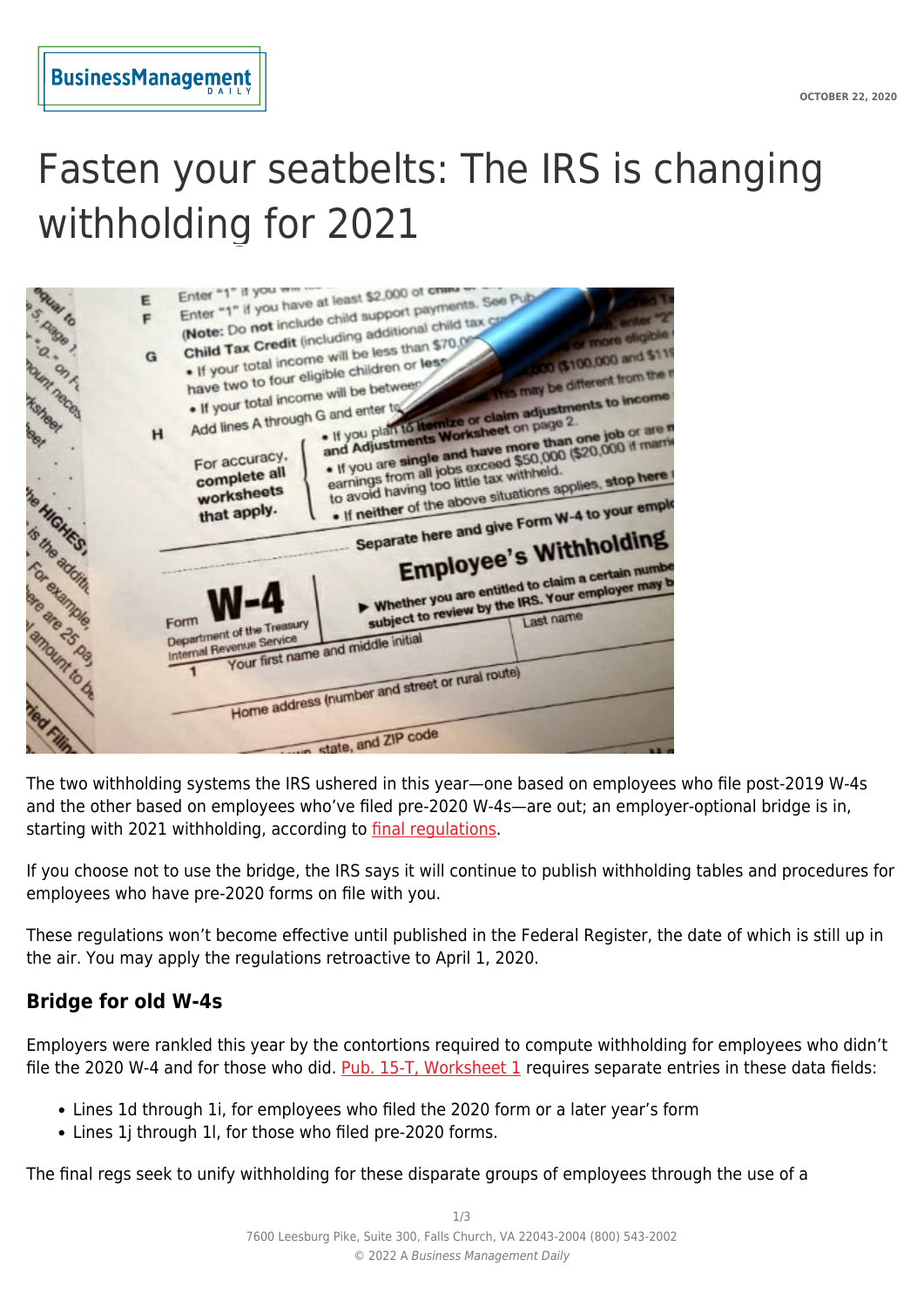# Fasten your seatbelts: The IRS is changing withholding for 2021

The two withholding systems the IRS ushered in this year—one based on employees who file post-2019 W-4s and the other based on employees who've filed pre-2020 W-4s—are out; an employer-optional bridge is in, starting with 2021 withholding, according to final regulations.

If you choose not to use the bridge, the IRS says it will continue to publish withholding tables and procedures for employees who have pre-2020 forms on file with you.

These regulations won't become effective until published in the Federal Register, the date of which is still up in the air. You may apply the regulations retroactive to April 1, 2020.

## Bridge for old W-4s

Employers were rankled this year by the contortions required to compute withholding for employees who didn't file the 2020 W-4 and for those who did. Pub. 15-T, Worksheet 1 requires separate entries in these data fields:

- Lines 1d through 1i, for employees who filed the 2020 form or a later year's form
- Lines 1j through 1l, for those who filed pre-2020 forms.

The final regs seek to unify withholding for these disparate groups of employees through the use of a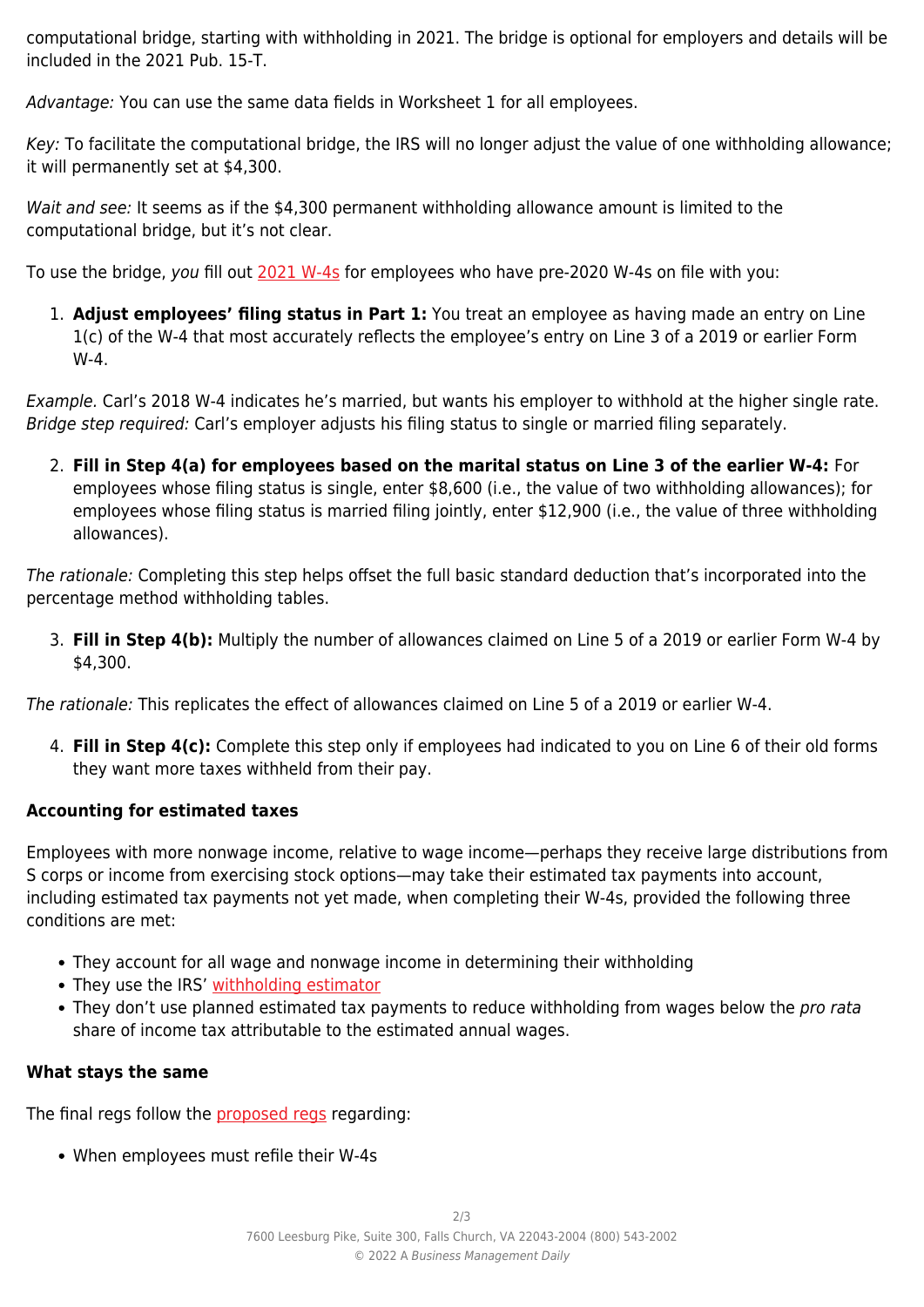computational bridge, starting with withholding in 2021. The bridge is optional for employers and details will be included in the 2021 Pub. 15-T.

*Advantage:* You can use the same data fields in Worksheet 1 for all employees.

*Key:* To facilitate the computational bridge, the IRS will no longer adjust the value of one withholding allowance; it will permanently set at $4,300.

*Wait and see:* It seems as if the $4,300 permanent withholding allowance amount is limited to the computational bridge, but it's not clear.

To use the bridge, *you* fill out 2021 W-4s for employees who have pre-2020 W-4s on file with you:

1. **Adjust employees' filing status in Part 1:** You treat an employee as having made an entry on Line 1(c) of the W-4 that most accurately reflects the employee's entry on Line 3 of a 2019 or earlier Form W-4.

*Example.* Carl's 2018 W-4 indicates he's married, but wants his employer to withhold at the higher single rate. *Bridge step required:* Carl's employer adjusts his filing status to single or married filing separately.

2. **Fill in Step 4(a) for employees based on the marital status on Line 3 of the earlier W-4:** For employees whose filing status is single, enter $8,600 (i.e., the value of two withholding allowances); for employees whose filing status is married filing jointly, enter $12,900 (i.e., the value of three withholding allowances).

*The rationale:* Completing this step helps offset the full basic standard deduction that's incorporated into the percentage method withholding tables.

3. **Fill in Step 4(b):** Multiply the number of allowances claimed on Line 5 of a 2019 or earlier Form W-4 by $4,300.

*The rationale:* This replicates the effect of allowances claimed on Line 5 of a 2019 or earlier W-4.

4. **Fill in Step 4(c):** Complete this step only if employees had indicated to you on Line 6 of their old forms they want more taxes withheld from their pay.

**Accounting for estimated taxes**

Employees with more nonwage income, relative to wage income—perhaps they receive large distributions from S corps or income from exercising stock options—may take their estimated tax payments into account, including estimated tax payments not yet made, when completing their W-4s, provided the following three conditions are met:

- They account for all wage and nonwage income in determining their withholding
- They use the IRS' withholding estimator
- They don't use planned estimated tax payments to reduce withholding from wages below the *pro rata* share of income tax attributable to the estimated annual wages.

**What stays the same**

The final regs follow the proposed regs regarding:

- When employees must refile their W-4s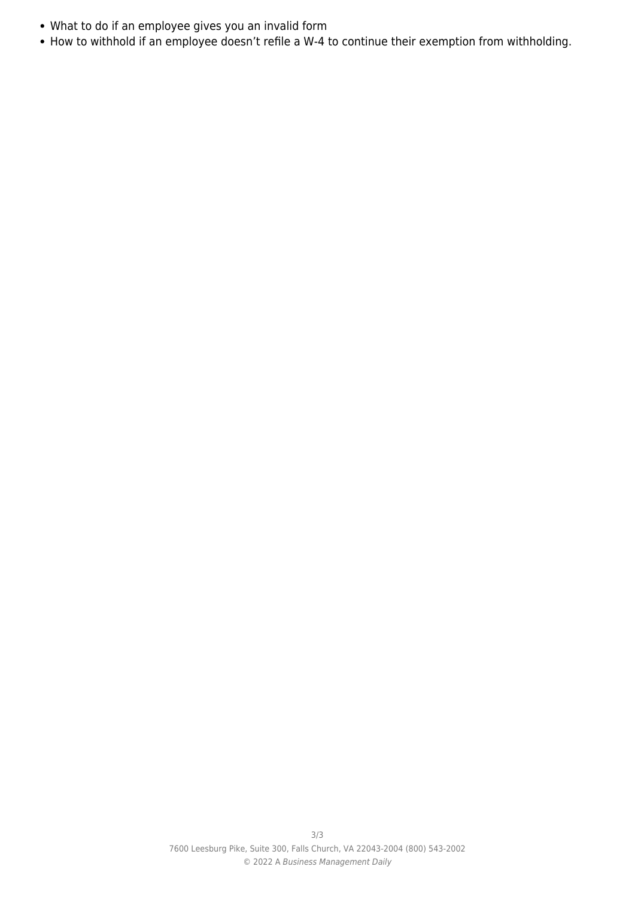- What to do if an employee gives you an invalid form
- How to withhold if an employee doesn't refile a W-4 to continue their exemption from withholding.